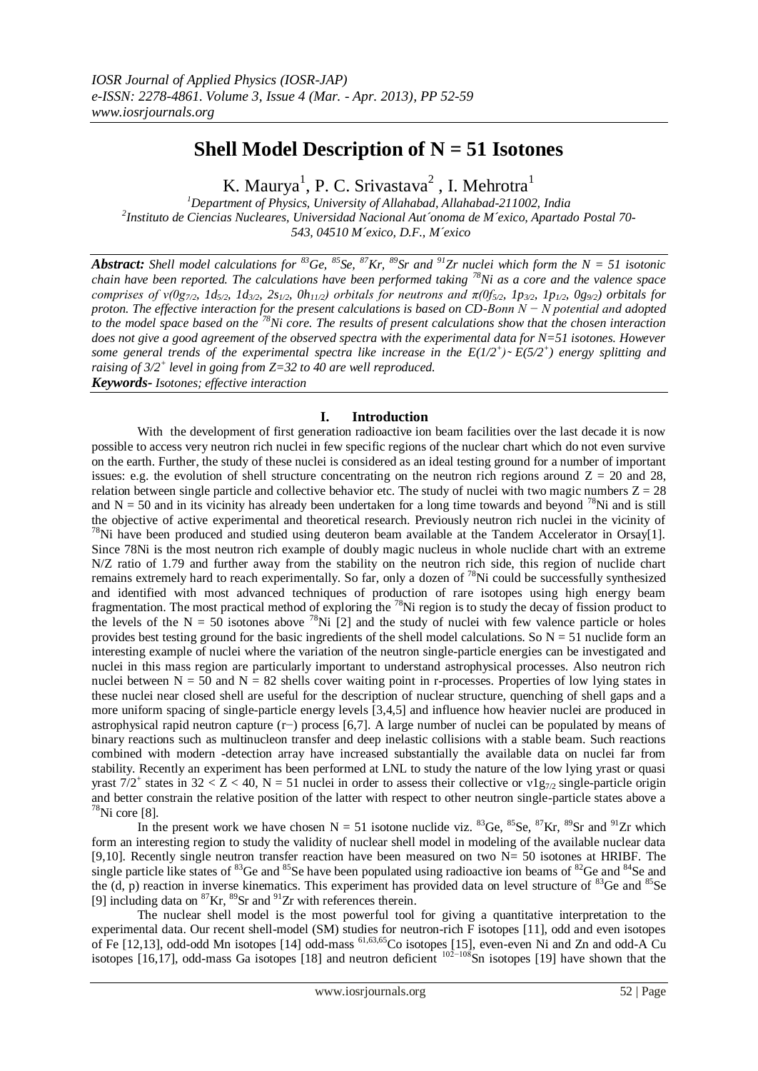# Shell Model Description of N = 51 Isotones

K. Maurya[1], P. C. Srivastava[2], I. Mehrotra[1]

[1]Department of Physics, University of Allahabad, Allahabad-211002, India
[2]Instituto de Ciencias Nucleares, Universidad Nacional Aut´onoma de M´exico, Apartado Postal 70-543, 04510 M´exico, D.F., M´exico

***Abstract:*** *Shell model calculations for $^{83}Ge$, $^{85}Se$, $^{87}Kr$, $^{89}Sr$ and $^{91}Zr$ nuclei which form the N = 51 isotonic chain have been reported. The calculations have been performed taking $^{78}Ni$ as a core and the valence space comprises of $\nu(0g_{7/2}, 1d_{5/2}, 1d_{3/2}, 2s_{1/2}, 0h_{11/2})$ orbitals for neutrons and $\pi(0f_{5/2}, 1p_{3/2}, 1p_{1/2}, 0g_{9/2})$ orbitals for proton. The effective interaction for the present calculations is based on CD-Bonn N − N potential and adopted to the model space based on the $^{78}Ni$ core. The results of present calculations show that the chosen interaction does not give a good agreement of the observed spectra with the experimental data for N=51 isotones. However some general trends of the experimental spectra like increase in the $E(1/2^+)$ - $E(5/2^+)$ energy splitting and raising of $3/2^+$ level in going from Z=32 to 40 are well reproduced.*

***Keywords-*** *Isotones; effective interaction*

## I. Introduction

With the development of first generation radioactive ion beam facilities over the last decade it is now possible to access very neutron rich nuclei in few specific regions of the nuclear chart which do not even survive on the earth. Further, the study of these nuclei is considered as an ideal testing ground for a number of important issues: e.g. the evolution of shell structure concentrating on the neutron rich regions around Z = 20 and 28, relation between single particle and collective behavior etc. The study of nuclei with two magic numbers Z = 28 and N = 50 and in its vicinity has already been undertaken for a long time towards and beyond $^{78}Ni$ and is still the objective of active experimental and theoretical research. Previously neutron rich nuclei in the vicinity of $^{78}Ni$ have been produced and studied using deuteron beam available at the Tandem Accelerator in Orsay[1]. Since 78Ni is the most neutron rich example of doubly magic nucleus in whole nuclide chart with an extreme N/Z ratio of 1.79 and further away from the stability on the neutron rich side, this region of nuclide chart remains extremely hard to reach experimentally. So far, only a dozen of $^{78}Ni$ could be successfully synthesized and identified with most advanced techniques of production of rare isotopes using high energy beam fragmentation. The most practical method of exploring the $^{78}Ni$ region is to study the decay of fission product to the levels of the N = 50 isotones above $^{78}Ni$ [2] and the study of nuclei with few valence particle or holes provides best testing ground for the basic ingredients of the shell model calculations. So N = 51 nuclide form an interesting example of nuclei where the variation of the neutron single-particle energies can be investigated and nuclei in this mass region are particularly important to understand astrophysical processes. Also neutron rich nuclei between N = 50 and N = 82 shells cover waiting point in r-processes. Properties of low lying states in these nuclei near closed shell are useful for the description of nuclear structure, quenching of shell gaps and a more uniform spacing of single-particle energy levels [3,4,5] and influence how heavier nuclei are produced in astrophysical rapid neutron capture (r−) process [6,7]. A large number of nuclei can be populated by means of binary reactions such as multinucleon transfer and deep inelastic collisions with a stable beam. Such reactions combined with modern -detection array have increased substantially the available data on nuclei far from stability. Recently an experiment has been performed at LNL to study the nature of the low lying yrast or quasi yrast $7/2^+$ states in $32 < Z < 40$, N = 51 nuclei in order to assess their collective or $\nu 1g_{7/2}$ single-particle origin and better constrain the relative position of the latter with respect to other neutron single-particle states above a $^{78}Ni$ core [8].

In the present work we have chosen N = 51 isotone nuclide viz. $^{83}Ge$, $^{85}Se$, $^{87}Kr$, $^{89}Sr$ and $^{91}Zr$ which form an interesting region to study the validity of nuclear shell model in modeling of the available nuclear data [9,10]. Recently single neutron transfer reaction have been measured on two N= 50 isotones at HRIBF. The single particle like states of $^{83}Ge$ and $^{85}Se$ have been populated using radioactive ion beams of $^{82}Ge$ and $^{84}Se$ and the (d, p) reaction in inverse kinematics. This experiment has provided data on level structure of $^{83}Ge$ and $^{85}Se$ [9] including data on $^{87}Kr$, $^{89}Sr$ and $^{91}Zr$ with references therein.

The nuclear shell model is the most powerful tool for giving a quantitative interpretation to the experimental data. Our recent shell-model (SM) studies for neutron-rich F isotopes [11], odd and even isotopes of Fe [12,13], odd-odd Mn isotopes [14] odd-mass $^{61,63,65}Co$ isotopes [15], even-even Ni and Zn and odd-A Cu isotopes [16,17], odd-mass Ga isotopes [18] and neutron deficient $^{102-108}Sn$ isotopes [19] have shown that the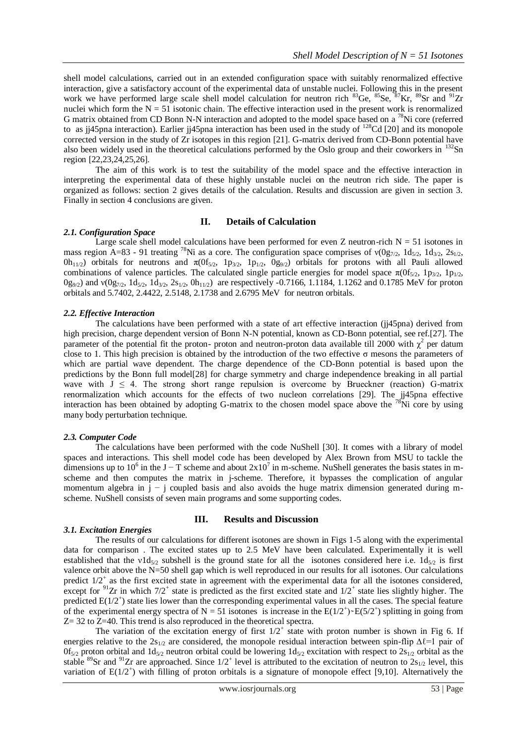shell model calculations, carried out in an extended configuration space with suitably renormalized effective interaction, give a satisfactory account of the experimental data of unstable nuclei. Following this in the present work we have performed large scale shell model calculation for neutron rich $^{83}$Ge, $^{85}$Se, $^{87}$Kr, $^{89}$Sr and $^{91}$Zr nuclei which form the N = 51 isotonic chain. The effective interaction used in the present work is renormalized G matrix obtained from CD Bonn N-N interaction and adopted to the model space based on a $^{78}$Ni core (referred to as jj45pna interaction). Earlier jj45pna interaction has been used in the study of $^{128}$Cd [20] and its monopole corrected version in the study of Zr isotopes in this region [21]. G-matrix derived from CD-Bonn potential have also been widely used in the theoretical calculations performed by the Oslo group and their coworkers in $^{132}$Sn region [22,23,24,25,26].

The aim of this work is to test the suitability of the model space and the effective interaction in interpreting the experimental data of these highly unstable nuclei on the neutron rich side. The paper is organized as follows: section 2 gives details of the calculation. Results and discussion are given in section 3. Finally in section 4 conclusions are given.

## II. Details of Calculation

### *2.1. Configuration Space*

Large scale shell model calculations have been performed for even Z neutron-rich N = 51 isotones in mass region A=83 - 91 treating $^{78}$Ni as a core. The configuration space comprises of $\nu(0g_{7/2}, 1d_{5/2}, 1d_{3/2}, 2s_{1/2}, 0h_{11/2})$ orbitals for neutrons and $\pi(0f_{5/2}, 1p_{3/2}, 1p_{1/2}, 0g_{9/2})$ orbitals for protons with all Pauli allowed combinations of valence particles. The calculated single particle energies for model space $\pi(0f_{5/2}, 1p_{3/2}, 1p_{1/2}, 0g_{9/2})$ and $\nu(0g_{7/2}, 1d_{5/2}, 1d_{3/2}, 2s_{1/2}, 0h_{11/2})$ are respectively -0.7166, 1.1184, 1.1262 and 0.1785 MeV for proton orbitals and 5.7402, 2.4422, 2.5148, 2.1738 and 2.6795 MeV for neutron orbitals.

### *2.2. Effective Interaction*

The calculations have been performed with a state of art effective interaction (jj45pna) derived from high precision, charge dependent version of Bonn N-N potential, known as CD-Bonn potential, see ref.[27]. The parameter of the potential fit the proton- proton and neutron-proton data available till 2000 with $\chi^2$ per datum close to 1. This high precision is obtained by the introduction of the two effective σ mesons the parameters of which are partial wave dependent. The charge dependence of the CD-Bonn potential is based upon the predictions by the Bonn full model[28] for charge symmetry and charge independence breaking in all partial wave with $J \le 4$. The strong short range repulsion is overcome by Brueckner (reaction) G-matrix renormalization which accounts for the effects of two nucleon correlations [29]. The jj45pna effective interaction has been obtained by adopting G-matrix to the chosen model space above the $^{78}$Ni core by using many body perturbation technique.

### *2.3. Computer Code*

The calculations have been performed with the code NuShell [30]. It comes with a library of model spaces and interactions. This shell model code has been developed by Alex Brown from MSU to tackle the dimensions up to $10^6$ in the J − T scheme and about $2x10^7$ in m-scheme. NuShell generates the basis states in m-scheme and then computes the matrix in j-scheme. Therefore, it bypasses the complication of angular momentum algebra in j − j coupled basis and also avoids the huge matrix dimension generated during m-scheme. NuShell consists of seven main programs and some supporting codes.

## III. Results and Discussion

### *3.1. Excitation Energies*

The results of our calculations for different isotones are shown in Figs 1-5 along with the experimental data for comparison . The excited states up to 2.5 MeV have been calculated. Experimentally it is well established that the $\nu 1d_{5/2}$ subshell is the ground state for all the isotones considered here i.e. $1d_{5/2}$ is first valence orbit above the N=50 shell gap which is well reproduced in our results for all isotones. Our calculations predict $1/2^+$ as the first excited state in agreement with the experimental data for all the isotones considered, except for $^{91}$Zr in which $7/2^+$ state is predicted as the first excited state and $1/2^+$ state lies slightly higher. The predicted $E(1/2^+)$ state lies lower than the corresponding experimental values in all the cases. The special feature of the experimental energy spectra of N = 51 isotones is increase in the $E(1/2^+)$-$E(5/2^+)$ splitting in going from Z= 32 to Z=40. This trend is also reproduced in the theoretical spectra.

The variation of the excitation energy of first $1/2^+$ state with proton number is shown in Fig 6. If energies relative to the $2s_{1/2}$ are considered, the monopole residual interaction between spin-flip $\Delta\ell=1$ pair of $0f_{5/2}$ proton orbital and $1d_{5/2}$ neutron orbital could be lowering $1d_{5/2}$ excitation with respect to $2s_{1/2}$ orbital as the stable $^{89}$Sr and $^{91}$Zr are approached. Since $1/2^+$ level is attributed to the excitation of neutron to $2s_{1/2}$ level, this variation of $E(1/2^+)$ with filling of proton orbitals is a signature of monopole effect [9,10]. Alternatively the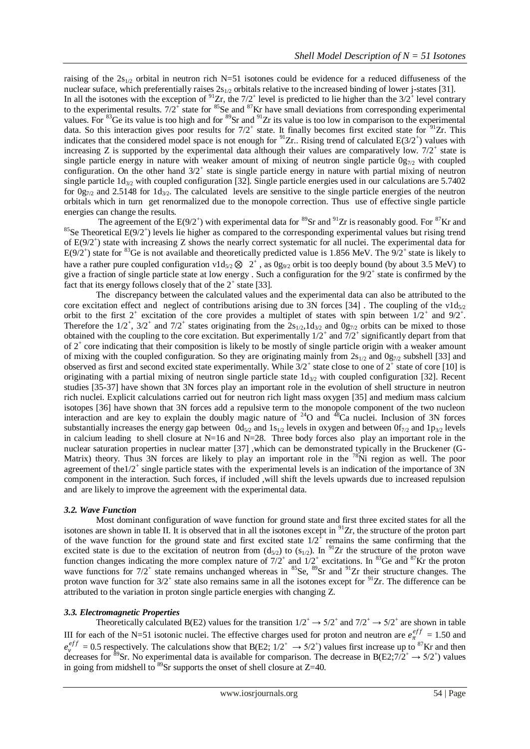raising of the $2s_{1/2}$ orbital in neutron rich N=51 isotones could be evidence for a reduced diffuseness of the nuclear suface, which preferentially raises $2s_{1/2}$ orbitals relative to the increased binding of lower j-states [31].
In all the isotones with the exception of $^{91}$Zr, the $7/2^+$ level is predicted to lie higher than the $3/2^+$ level contrary to the experimental results. $7/2^+$ state for $^{85}$Se and $^{87}$Kr have small deviations from corresponding experimental values. For $^{83}$Ge its value is too high and for $^{89}$Sr and $^{91}$Zr its value is too low in comparison to the experimental data. So this interaction gives poor results for $7/2^+$ state. It finally becomes first excited state for $^{91}$Zr. This indicates that the considered model space is not enough for $^{91}$Zr.. Rising trend of calculated $E(3/2^+)$ values with increasing Z is supported by the experimental data although their values are comparatively low. $7/2^+$ state is single particle energy in nature with weaker amount of mixing of neutron single particle $0g_{7/2}$ with coupled configuration. On the other hand $3/2^+$ state is single particle energy in nature with partial mixing of neutron single particle $1d_{3/2}$ with coupled configuration [32]. Single particle energies used in our calculations are 5.7402 for $0g_{7/2}$ and 2.5148 for $1d_{3/2}$. The calculated levels are sensitive to the single particle energies of the neutron orbitals which in turn get renormalized due to the monopole correction. Thus use of effective single particle energies can change the results.

The agreement of the $E(9/2^+)$ with experimental data for $^{89}$Sr and $^{91}$Zr is reasonably good. For $^{87}$Kr and $^{85}$Se Theoretical $E(9/2^+)$ levels lie higher as compared to the corresponding experimental values but rising trend of $E(9/2^+)$ state with increasing Z shows the nearly correct systematic for all nuclei. The experimental data for $E(9/2^+)$ state for $^{83}$Ge is not available and theoretically predicted value is 1.856 MeV. The $9/2^+$ state is likely to have a rather pure coupled configuration $\nu 1d_{5/2} \otimes 2^+$, as $0g_{9/2}$ orbit is too deeply bound (by about 3.5 MeV) to give a fraction of single particle state at low energy . Such a configuration for the $9/2^+$ state is confirmed by the fact that its energy follows closely that of the $2^+$ state [33].

The discrepancy between the calculated values and the experimental data can also be attributed to the core excitation effect and neglect of contributions arising due to 3N forces [34] . The coupling of the $\nu 1d_{5/2}$ orbit to the first $2^+$ excitation of the core provides a multiplet of states with spin between $1/2^+$ and $9/2^+$. Therefore the $1/2^+$, $3/2^+$ and $7/2^+$ states originating from the $2s_{1/2}$,$1d_{3/2}$ and $0g_{7/2}$ orbits can be mixed to those obtained with the coupling to the core excitation. But experimentally $1/2^+$ and $7/2^+$ significantly depart from that of $2^+$ core indicating that their composition is likely to be mostly of single particle origin with a weaker amount of mixing with the coupled configuration. So they are originating mainly from $2s_{1/2}$ and $0g_{7/2}$ subshell [33] and observed as first and second excited state experimentally. While $3/2^+$ state close to one of $2^+$ state of core [10] is originating with a partial mixing of neutron single particle state $1d_{3/2}$ with coupled configuration [32]. Recent studies [35-37] have shown that 3N forces play an important role in the evolution of shell structure in neutron rich nuclei. Explicit calculations carried out for neutron rich light mass oxygen [35] and medium mass calcium isotopes [36] have shown that 3N forces add a repulsive term to the monopole component of the two nucleon interaction and are key to explain the doubly magic nature of $^{24}$O and $^{48}$Ca nuclei. Inclusion of 3N forces substantially increases the energy gap between $0d_{5/2}$ and $1s_{1/2}$ levels in oxygen and between $0f_{7/2}$ and $1p_{3/2}$ levels in calcium leading to shell closure at N=16 and N=28. Three body forces also play an important role in the nuclear saturation properties in nuclear matter [37] ,which can be demonstrated typically in the Bruckener (G-Matrix) theory. Thus 3N forces are likely to play an important role in the $^{78}$Ni region as well. The poor agreement of the$1/2^+$ single particle states with the experimental levels is an indication of the importance of 3N component in the interaction. Such forces, if included ,will shift the levels upwards due to increased repulsion and are likely to improve the agreement with the experimental data.

### *3.2. Wave Function*

Most dominant configuration of wave function for ground state and first three excited states for all the isotones are shown in table II. It is observed that in all the isotones except in $^{91}$Zr, the structure of the proton part of the wave function for the ground state and first excited state $1/2^+$ remains the same confirming that the excited state is due to the excitation of neutron from $(d_{5/2})$ to $(s_{1/2})$. In $^{91}$Zr the structure of the proton wave function changes indicating the more complex nature of $7/2^+$ and $1/2^+$ excitations. In $^{83}$Ge and $^{87}$Kr the proton wave functions for $7/2^+$ state remains unchanged whereas in $^{85}$Se, $^{89}$Sr and $^{91}$Zr their structure changes. The proton wave function for $3/2^+$ state also remains same in all the isotones except for $^{91}$Zr. The difference can be attributed to the variation in proton single particle energies with changing Z.

### *3.3. Electromagnetic Properties*

Theoretically calculated B(E2) values for the transition $1/2^+ \rightarrow 5/2^+$ and $7/2^+ \rightarrow 5/2^+$ are shown in table III for each of the N=51 isotonic nuclei. The effective charges used for proton and neutron are $e_{\pi}^{eff} = 1.50$ and $e_{\nu}^{eff} = 0.5$ respectively. The calculations show that $B(E2;\ 1/2^+ \rightarrow 5/2^+)$ values first increase up to $^{87}$Kr and then decreases for $^{89}$Sr. No experimental data is available for comparison. The decrease in $B(E2;7/2^+ \rightarrow 5/2^+)$ values in going from midshell to $^{89}$Sr supports the onset of shell closure at Z=40.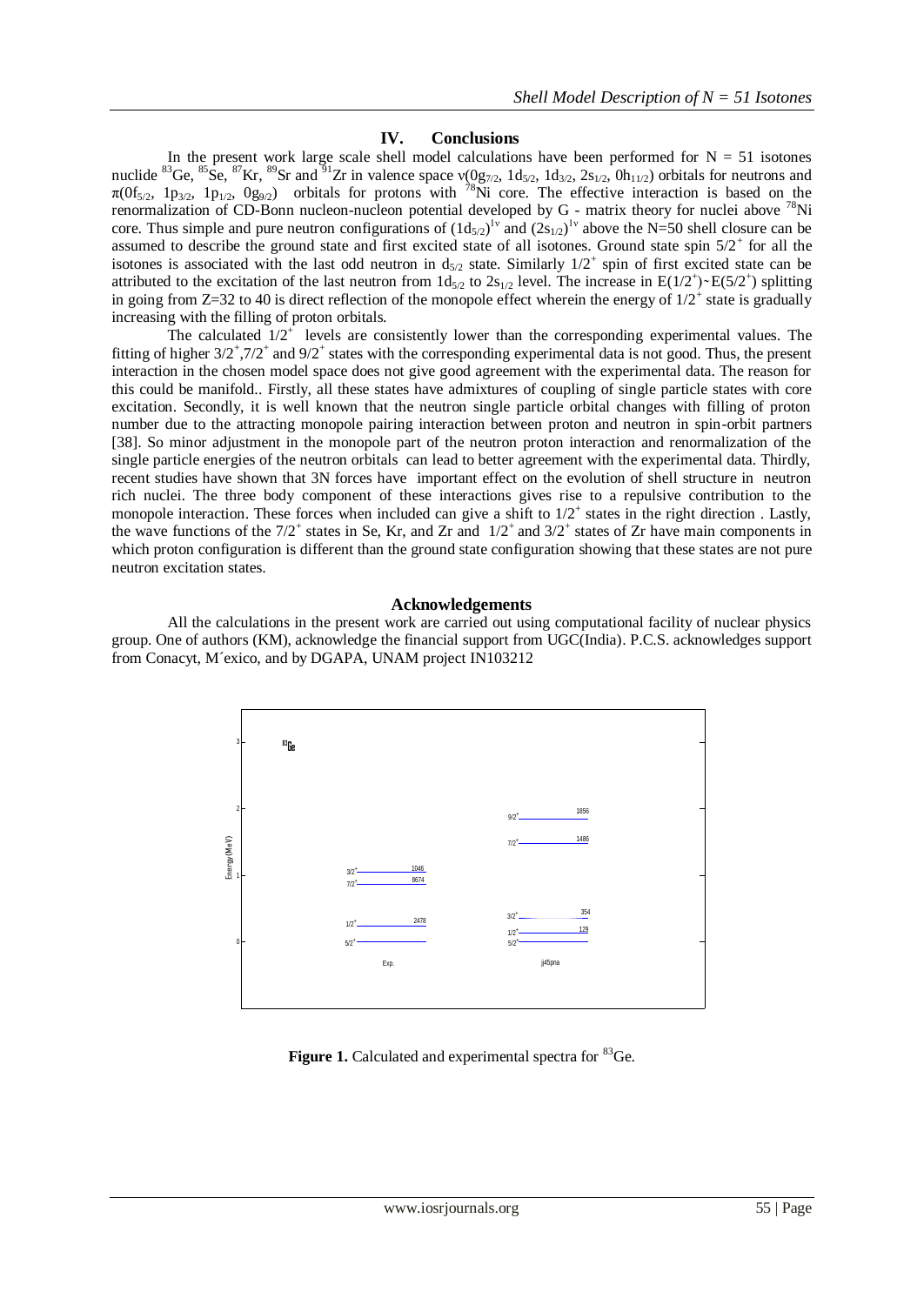## IV. Conclusions

In the present work large scale shell model calculations have been performed for N = 51 isotones nuclide $^{83}$Ge, $^{85}$Se, $^{87}$Kr, $^{89}$Sr and $^{91}$Zr in valence space $\nu(0g_{7/2}, 1d_{5/2}, 1d_{3/2}, 2s_{1/2}, 0h_{11/2})$ orbitals for neutrons and $\pi(0f_{5/2}, 1p_{3/2}, 1p_{1/2}, 0g_{9/2})$ orbitals for protons with $^{78}$Ni core. The effective interaction is based on the renormalization of CD-Bonn nucleon-nucleon potential developed by G - matrix theory for nuclei above $^{78}$Ni core. Thus simple and pure neutron configurations of $(1d_{5/2})^{1\nu}$ and $(2s_{1/2})^{1\nu}$ above the N=50 shell closure can be assumed to describe the ground state and first excited state of all isotones. Ground state spin $5/2^+$ for all the isotones is associated with the last odd neutron in $d_{5/2}$ state. Similarly $1/2^+$ spin of first excited state can be attributed to the excitation of the last neutron from $1d_{5/2}$ to $2s_{1/2}$ level. The increase in $E(1/2^+)$-$E(5/2^+)$ splitting in going from Z=32 to 40 is direct reflection of the monopole effect wherein the energy of $1/2^+$ state is gradually increasing with the filling of proton orbitals.

The calculated $1/2^+$ levels are consistently lower than the corresponding experimental values. The fitting of higher $3/2^+$,$7/2^+$ and $9/2^+$ states with the corresponding experimental data is not good. Thus, the present interaction in the chosen model space does not give good agreement with the experimental data. The reason for this could be manifold.. Firstly, all these states have admixtures of coupling of single particle states with core excitation. Secondly, it is well known that the neutron single particle orbital changes with filling of proton number due to the attracting monopole pairing interaction between proton and neutron in spin-orbit partners [38]. So minor adjustment in the monopole part of the neutron proton interaction and renormalization of the single particle energies of the neutron orbitals can lead to better agreement with the experimental data. Thirdly, recent studies have shown that 3N forces have important effect on the evolution of shell structure in neutron rich nuclei. The three body component of these interactions gives rise to a repulsive contribution to the monopole interaction. These forces when included can give a shift to $1/2^+$ states in the right direction . Lastly, the wave functions of the $7/2^+$ states in Se, Kr, and Zr and $1/2^+$ and $3/2^+$ states of Zr have main components in which proton configuration is different than the ground state configuration showing that these states are not pure neutron excitation states.

## Acknowledgements

All the calculations in the present work are carried out using computational facility of nuclear physics group. One of authors (KM), acknowledge the financial support from UGC(India). P.C.S. acknowledges support from Conacyt, M´exico, and by DGAPA, UNAM project IN103212

**Figure 1.** Calculated and experimental spectra for $^{83}$Ge.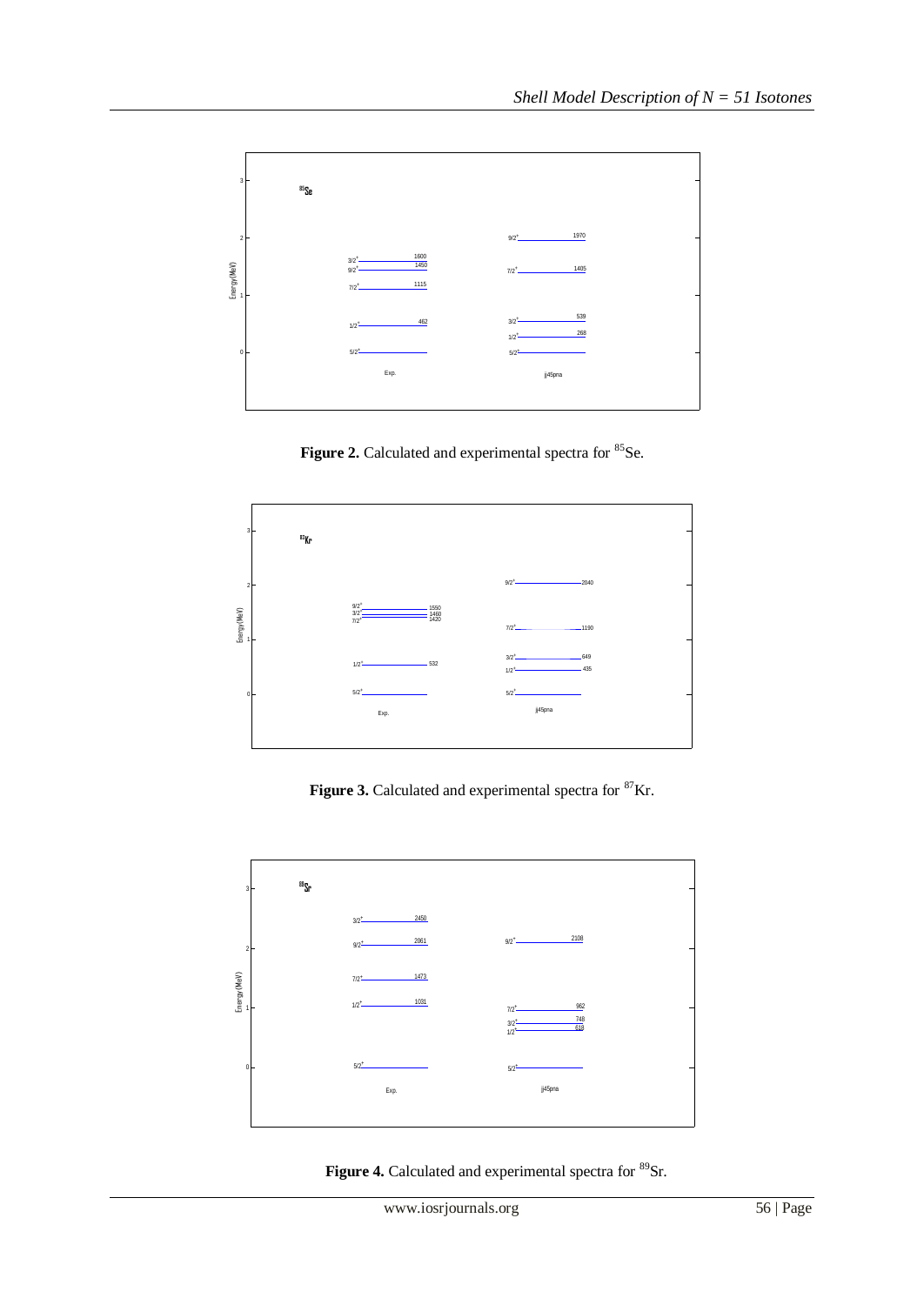Figure 2. Calculated and experimental spectra for $^{85}$Se.

Figure 3. Calculated and experimental spectra for $^{87}$Kr.

Figure 4. Calculated and experimental spectra for $^{89}$Sr.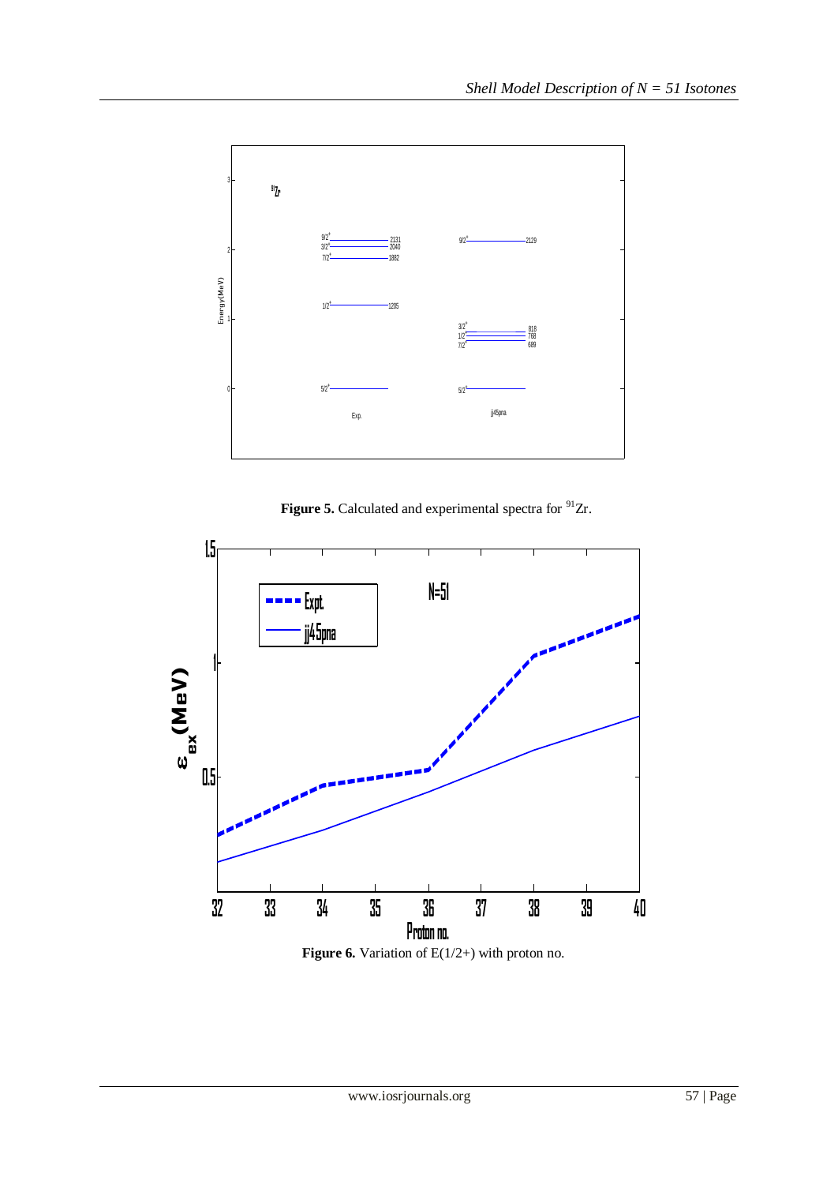**Figure 5.** Calculated and experimental spectra for $^{91}$Zr.

**Figure 6.** Variation of E(1/2+) with proton no.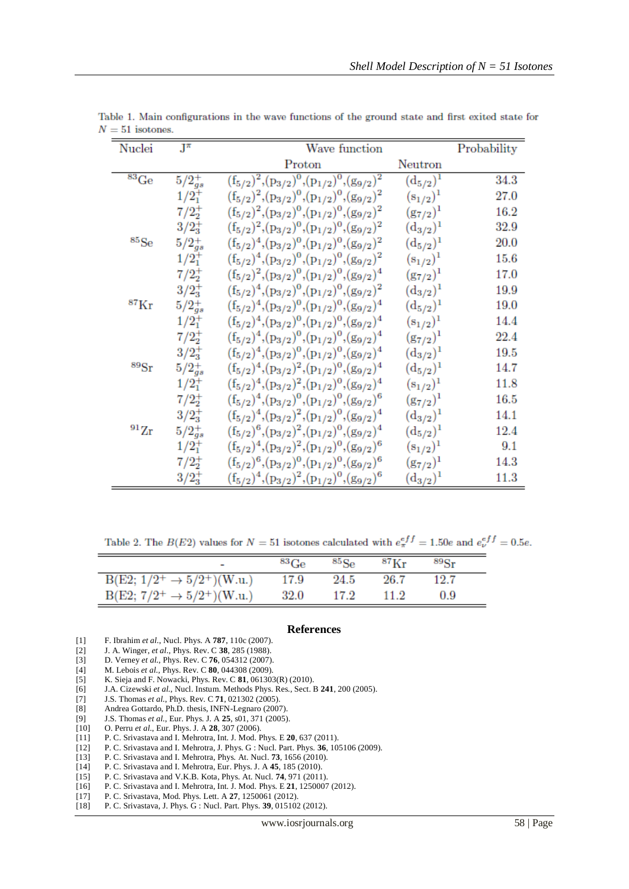Table 1. Main configurations in the wave functions of the ground state and first exited state for $N = 51$ isotones.

| Nuclei | $J^\pi$ | Wave function | | Probability |
|---|---|---|---|---|
| | | Proton | Neutron | |
| $^{83}$Ge | $5/2^+_{gs}$ | $(f_{5/2})^2,(p_{3/2})^0,(p_{1/2})^0,(g_{9/2})^2$ | $(d_{5/2})^1$ | 34.3 |
| | $1/2^+_1$ | $(f_{5/2})^2,(p_{3/2})^0,(p_{1/2})^0,(g_{9/2})^2$ | $(s_{1/2})^1$ | 27.0 |
| | $7/2^+_2$ | $(f_{5/2})^2,(p_{3/2})^0,(p_{1/2})^0,(g_{9/2})^2$ | $(g_{7/2})^1$ | 16.2 |
| | $3/2^+_3$ | $(f_{5/2})^2,(p_{3/2})^0,(p_{1/2})^0,(g_{9/2})^2$ | $(d_{3/2})^1$ | 32.9 |
| $^{85}$Se | $5/2^+_{gs}$ | $(f_{5/2})^4,(p_{3/2})^0,(p_{1/2})^0,(g_{9/2})^2$ | $(d_{5/2})^1$ | 20.0 |
| | $1/2^+_1$ | $(f_{5/2})^4,(p_{3/2})^0,(p_{1/2})^0,(g_{9/2})^2$ | $(s_{1/2})^1$ | 15.6 |
| | $7/2^+_2$ | $(f_{5/2})^2,(p_{3/2})^0,(p_{1/2})^0,(g_{9/2})^4$ | $(g_{7/2})^1$ | 17.0 |
| | $3/2^+_3$ | $(f_{5/2})^4,(p_{3/2})^0,(p_{1/2})^0,(g_{9/2})^2$ | $(d_{3/2})^1$ | 19.9 |
| $^{87}$Kr | $5/2^+_{gs}$ | $(f_{5/2})^4,(p_{3/2})^0,(p_{1/2})^0,(g_{9/2})^4$ | $(d_{5/2})^1$ | 19.0 |
| | $1/2^+_1$ | $(f_{5/2})^4,(p_{3/2})^0,(p_{1/2})^0,(g_{9/2})^4$ | $(s_{1/2})^1$ | 14.4 |
| | $7/2^+_2$ | $(f_{5/2})^4,(p_{3/2})^0,(p_{1/2})^0,(g_{9/2})^4$ | $(g_{7/2})^1$ | 22.4 |
| | $3/2^+_3$ | $(f_{5/2})^4,(p_{3/2})^0,(p_{1/2})^0,(g_{9/2})^4$ | $(d_{3/2})^1$ | 19.5 |
| $^{89}$Sr | $5/2^+_{gs}$ | $(f_{5/2})^4,(p_{3/2})^2,(p_{1/2})^0,(g_{9/2})^4$ | $(d_{5/2})^1$ | 14.7 |
| | $1/2^+_1$ | $(f_{5/2})^4,(p_{3/2})^2,(p_{1/2})^0,(g_{9/2})^4$ | $(s_{1/2})^1$ | 11.8 |
| | $7/2^+_2$ | $(f_{5/2})^4,(p_{3/2})^0,(p_{1/2})^0,(g_{9/2})^6$ | $(g_{7/2})^1$ | 16.5 |
| | $3/2^+_3$ | $(f_{5/2})^4,(p_{3/2})^2,(p_{1/2})^0,(g_{9/2})^4$ | $(d_{3/2})^1$ | 14.1 |
| $^{91}$Zr | $5/2^+_{gs}$ | $(f_{5/2})^6,(p_{3/2})^2,(p_{1/2})^0,(g_{9/2})^4$ | $(d_{5/2})^1$ | 12.4 |
| | $1/2^+_1$ | $(f_{5/2})^4,(p_{3/2})^2,(p_{1/2})^0,(g_{9/2})^6$ | $(s_{1/2})^1$ | 9.1 |
| | $7/2^+_2$ | $(f_{5/2})^6,(p_{3/2})^0,(p_{1/2})^0,(g_{9/2})^6$ | $(g_{7/2})^1$ | 14.3 |
| | $3/2^+_3$ | $(f_{5/2})^4,(p_{3/2})^2,(p_{1/2})^0,(g_{9/2})^6$ | $(d_{3/2})^1$ | 11.3 |

Table 2. The $B(E2)$ values for $N = 51$ isotones calculated with $e_\pi^{eff} = 1.50e$ and $e_\nu^{eff} = 0.5e$.

| - | $^{83}$Ge | $^{85}$Se | $^{87}$Kr | $^{89}$Sr |
|---|---|---|---|---|
| B(E2; $1/2^+ \rightarrow 5/2^+$)(W.u.) | 17.9 | 24.5 | 26.7 | 12.7 |
| B(E2; $7/2^+ \rightarrow 5/2^+$)(W.u.) | 32.0 | 17.2 | 11.2 | 0.9 |

## References

[1] F. Ibrahim *et al.*, Nucl. Phys. A **787**, 110c (2007).
[2] J. A. Winger, *et al.*, Phys. Rev. C **38**, 285 (1988).
[3] D. Verney *et al.*, Phys. Rev. C **76**, 054312 (2007).
[4] M. Lebois *et al.*, Phys. Rev. C **80**, 044308 (2009).
[5] K. Sieja and F. Nowacki, Phys. Rev. C **81**, 061303(R) (2010).
[6] J.A. Cizewski *et al.*, Nucl. Instum. Methods Phys. Res., Sect. B **241**, 200 (2005).
[7] J.S. Thomas *et al.*, Phys. Rev. C **71**, 021302 (2005).
[8] Andrea Gottardo, Ph.D. thesis, INFN-Legnaro (2007).
[9] J.S. Thomas *et al.*, Eur. Phys. J. A **25**, s01, 371 (2005).
[10] O. Perru *et al.*, Eur. Phys. J. A **28**, 307 (2006).
[11] P. C. Srivastava and I. Mehrotra, Int. J. Mod. Phys. E **20**, 637 (2011).
[12] P. C. Srivastava and I. Mehrotra, J. Phys. G : Nucl. Part. Phys. **36**, 105106 (2009).
[13] P. C. Srivastava and I. Mehrotra, Phys. At. Nucl. **73**, 1656 (2010).
[14] P. C. Srivastava and I. Mehrotra, Eur. Phys. J. A **45**, 185 (2010).
[15] P. C. Srivastava and V.K.B. Kota, Phys. At. Nucl. **74**, 971 (2011).
[16] P. C. Srivastava and I. Mehrotra, Int. J. Mod. Phys. E **21**, 1250007 (2012).
[17] P. C. Srivastava, Mod. Phys. Lett. A **27**, 1250061 (2012).
[18] P. C. Srivastava, J. Phys. G : Nucl. Part. Phys. **39**, 015102 (2012).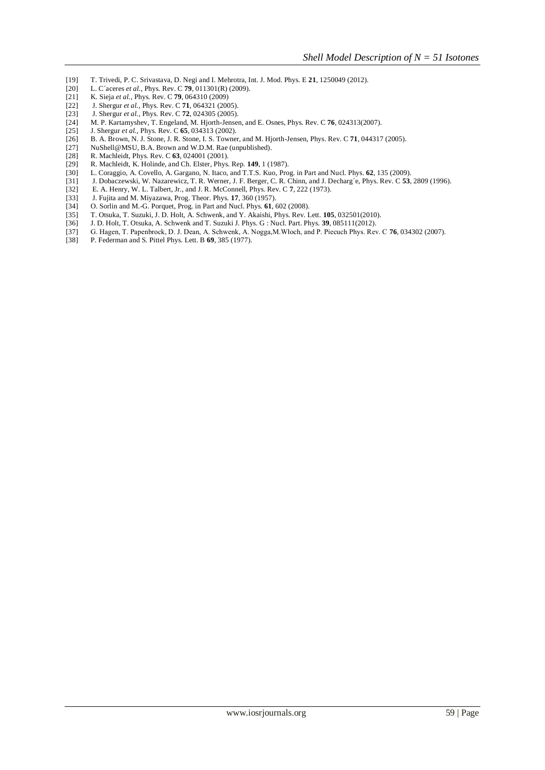[19] T. Trivedi, P. C. Srivastava, D. Negi and I. Mehrotra, Int. J. Mod. Phys. E **21**, 1250049 (2012).
[20] L. C´aceres *et al.*, Phys. Rev. C **79**, 011301(R) (2009).
[21] K. Sieja *et al.*, Phys. Rev. C **79**, 064310 (2009)
[22] J. Shergur *et al.*, Phys. Rev. C **71**, 064321 (2005).
[23] J. Shergur *et al.*, Phys. Rev. C **72**, 024305 (2005).
[24] M. P. Kartamyshev, T. Engeland, M. Hjorth-Jensen, and E. Osnes, Phys. Rev. C **76**, 024313(2007).
[25] J. Shergur *et al.*, Phys. Rev. C **65**, 034313 (2002).
[26] B. A. Brown, N. J. Stone, J. R. Stone, I. S. Towner, and M. Hjorth-Jensen, Phys. Rev. C **71**, 044317 (2005).
[27] NuShell@MSU, B.A. Brown and W.D.M. Rae (unpublished).
[28] R. Machleidt, Phys. Rev. C **63**, 024001 (2001).
[29] R. Machleidt, K. Holinde, and Ch. Elster, Phys. Rep. **149**, 1 (1987).
[30] L. Coraggio, A. Covello, A. Gargano, N. Itaco, and T.T.S. Kuo, Prog. in Part and Nucl. Phys. **62**, 135 (2009).
[31] J. Dobaczewski, W. Nazarewicz, T. R. Werner, J. F. Berger, C. R. Chinn, and J. Decharg´e, Phys. Rev. C **53**, 2809 (1996).
[32] E. A. Henry, W. L. Talbert, Jr., and J. R. McConnell, Phys. Rev. C **7**, 222 (1973).
[33] J. Fujita and M. Miyazawa, Prog. Theor. Phys. **17**, 360 (1957).
[34] O. Sorlin and M.-G. Porquet, Prog. in Part and Nucl. Phys. **61**, 602 (2008).
[35] T. Otsuka, T. Suzuki, J. D. Holt, A. Schwenk, and Y. Akaishi, Phys. Rev. Lett. **105**, 032501(2010).
[36] J. D. Holt, T. Otsuka, A. Schwenk and T. Suzuki J. Phys. G : Nucl. Part. Phys. **39**, 085111(2012).
[37] G. Hagen, T. Papenbrock, D. J. Dean, A. Schwenk, A. Nogga,M.Włoch, and P. Piecuch Phys. Rev. C **76**, 034302 (2007).
[38] P. Federman and S. Pittel Phys. Lett. B **69**, 385 (1977).